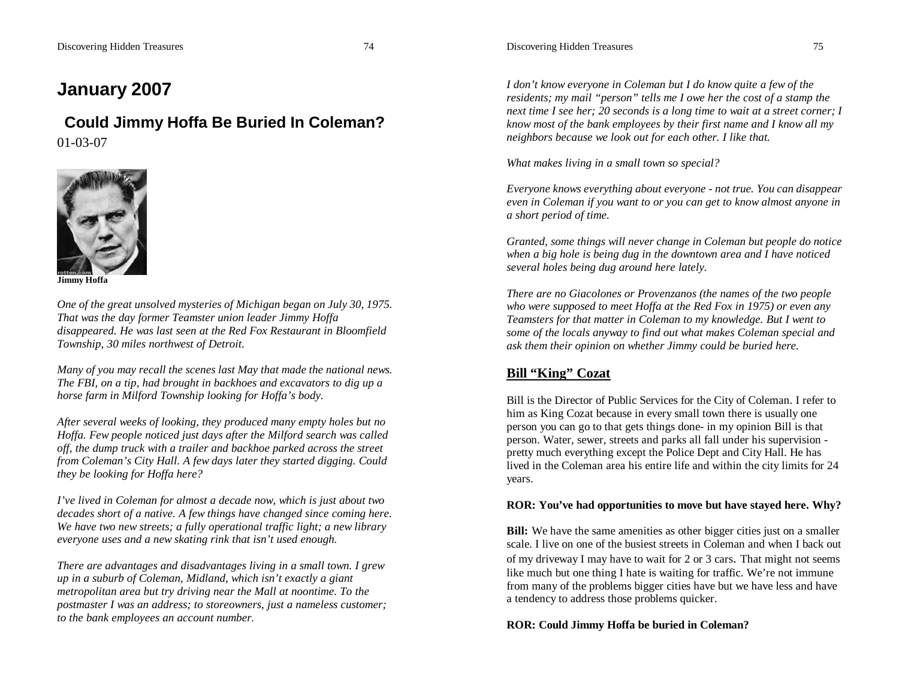# January 2007

## Could Jimmy Hoffa Be Buried In Coleman?

01-03-07

**Jimmy Hoffa**

*One of the great unsolved mysteries of Michigan began on July 30, 1975. That was the day former Teamster union leader Jimmy Hoffa disappeared. He was last seen at the Red Fox Restaurant in Bloomfield Township, 30 miles northwest of Detroit.*

*Many of you may recall the scenes last May that made the national news. The FBI, on a tip, had brought in backhoes and excavators to dig up a horse farm in Milford Township looking for Hoffa's body.*

*After several weeks of looking, they produced many empty holes but no Hoffa. Few people noticed just days after the Milford search was called off, the dump truck with a trailer and backhoe parked across the street from Coleman's City Hall. A few days later they started digging. Could they be looking for Hoffa here?*

*I've lived in Coleman for almost a decade now, which is just about two decades short of a native. A few things have changed since coming here. We have two new streets; a fully operational traffic light; a new library everyone uses and a new skating rink that isn't used enough.*

*There are advantages and disadvantages living in a small town. I grew up in a suburb of Coleman, Midland, which isn't exactly a giant metropolitan area but try driving near the Mall at noontime. To the postmaster I was an address; to storeowners, just a nameless customer; to the bank employees an account number.*

*I don't know everyone in Coleman but I do know quite a few of the residents; my mail "person" tells me I owe her the cost of a stamp the next time I see her; 20 seconds is a long time to wait at a street corner; I know most of the bank employees by their first name and I know all my neighbors because we look out for each other. I like that.*

*What makes living in a small town so special?*

*Everyone knows everything about everyone - not true. You can disappear even in Coleman if you want to or you can get to know almost anyone in a short period of time.*

*Granted, some things will never change in Coleman but people do notice when a big hole is being dug in the downtown area and I have noticed several holes being dug around here lately.*

*There are no Giacolones or Provenzanos (the names of the two people who were supposed to meet Hoffa at the Red Fox in 1975) or even any Teamsters for that matter in Coleman to my knowledge. But I went to some of the locals anyway to find out what makes Coleman special and ask them their opinion on whether Jimmy could be buried here.*

### Bill "King" Cozat

Bill is the Director of Public Services for the City of Coleman. I refer to him as King Cozat because in every small town there is usually one person you can go to that gets things done- in my opinion Bill is that person. Water, sewer, streets and parks all fall under his supervision - pretty much everything except the Police Dept and City Hall. He has lived in the Coleman area his entire life and within the city limits for 24 years.

**ROR: You've had opportunities to move but have stayed here. Why?**

**Bill:** We have the same amenities as other bigger cities just on a smaller scale. I live on one of the busiest streets in Coleman and when I back out of my driveway I may have to wait for 2 or 3 cars. That might not seems like much but one thing I hate is waiting for traffic. We're not immune from many of the problems bigger cities have but we have less and have a tendency to address those problems quicker.

**ROR: Could Jimmy Hoffa be buried in Coleman?**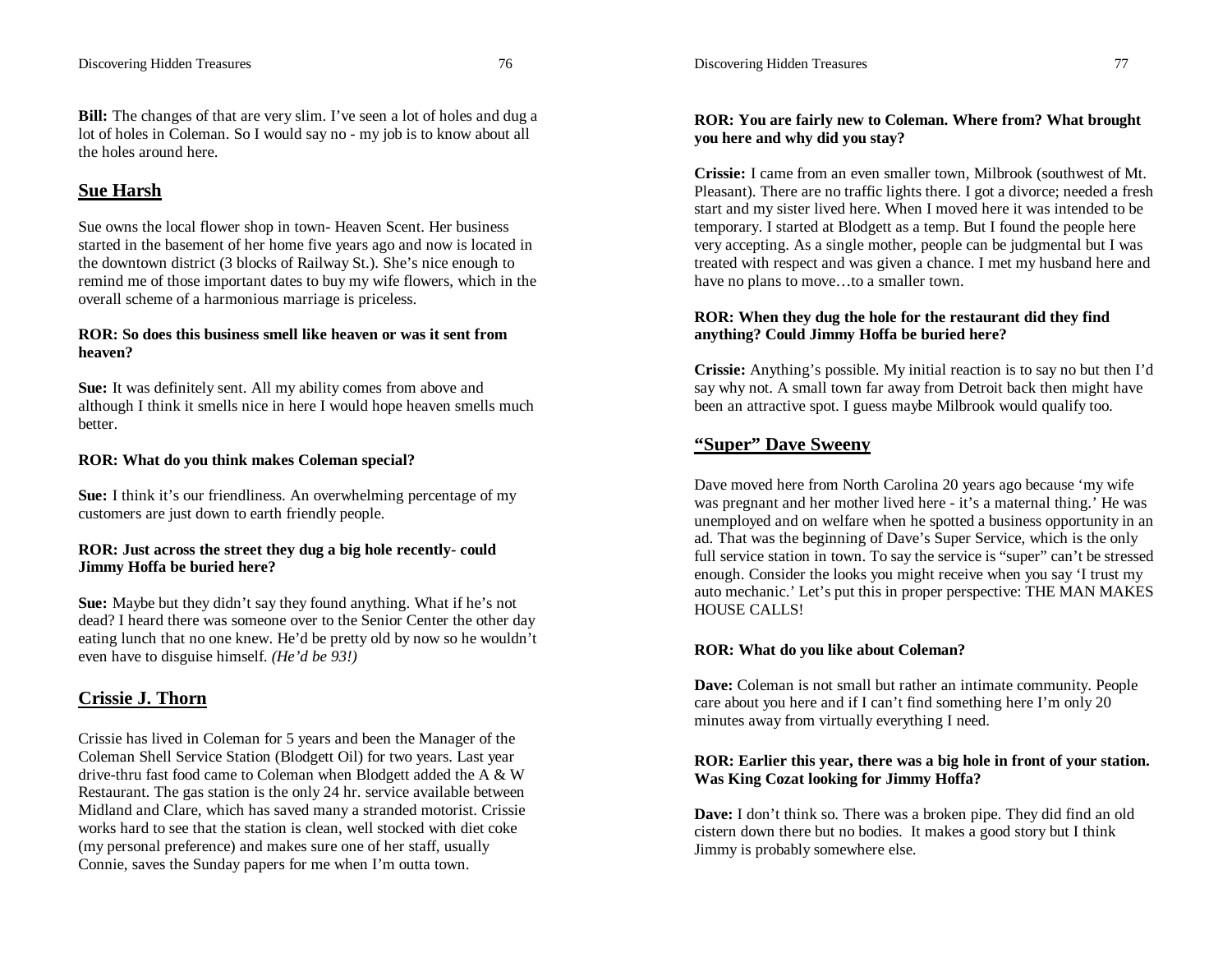**Bill:** The changes of that are very slim. I've seen a lot of holes and dug a lot of holes in Coleman. So I would say no - my job is to know about all the holes around here.

## Sue Harsh

Sue owns the local flower shop in town- Heaven Scent. Her business started in the basement of her home five years ago and now is located in the downtown district (3 blocks of Railway St.). She's nice enough to remind me of those important dates to buy my wife flowers, which in the overall scheme of a harmonious marriage is priceless.

**ROR: So does this business smell like heaven or was it sent from heaven?**

**Sue:** It was definitely sent. All my ability comes from above and although I think it smells nice in here I would hope heaven smells much better.

**ROR: What do you think makes Coleman special?**

**Sue:** I think it's our friendliness. An overwhelming percentage of my customers are just down to earth friendly people.

**ROR: Just across the street they dug a big hole recently- could Jimmy Hoffa be buried here?**

**Sue:** Maybe but they didn't say they found anything. What if he's not dead? I heard there was someone over to the Senior Center the other day eating lunch that no one knew. He'd be pretty old by now so he wouldn't even have to disguise himself. *(He'd be 93!)*

## Crissie J. Thorn

Crissie has lived in Coleman for 5 years and been the Manager of the Coleman Shell Service Station (Blodgett Oil) for two years. Last year drive-thru fast food came to Coleman when Blodgett added the A & W Restaurant. The gas station is the only 24 hr. service available between Midland and Clare, which has saved many a stranded motorist. Crissie works hard to see that the station is clean, well stocked with diet coke (my personal preference) and makes sure one of her staff, usually Connie, saves the Sunday papers for me when I'm outta town.

**ROR: You are fairly new to Coleman. Where from? What brought you here and why did you stay?**

**Crissie:** I came from an even smaller town, Milbrook (southwest of Mt. Pleasant). There are no traffic lights there. I got a divorce; needed a fresh start and my sister lived here. When I moved here it was intended to be temporary. I started at Blodgett as a temp. But I found the people here very accepting. As a single mother, people can be judgmental but I was treated with respect and was given a chance. I met my husband here and have no plans to move…to a smaller town.

**ROR: When they dug the hole for the restaurant did they find anything? Could Jimmy Hoffa be buried here?**

**Crissie:** Anything's possible. My initial reaction is to say no but then I'd say why not. A small town far away from Detroit back then might have been an attractive spot. I guess maybe Milbrook would qualify too.

## "Super" Dave Sweeny

Dave moved here from North Carolina 20 years ago because 'my wife was pregnant and her mother lived here - it's a maternal thing.' He was unemployed and on welfare when he spotted a business opportunity in an ad. That was the beginning of Dave's Super Service, which is the only full service station in town. To say the service is "super" can't be stressed enough. Consider the looks you might receive when you say 'I trust my auto mechanic.' Let's put this in proper perspective: THE MAN MAKES HOUSE CALLS!

**ROR: What do you like about Coleman?**

**Dave:** Coleman is not small but rather an intimate community. People care about you here and if I can't find something here I'm only 20 minutes away from virtually everything I need.

**ROR: Earlier this year, there was a big hole in front of your station. Was King Cozat looking for Jimmy Hoffa?**

**Dave:** I don't think so. There was a broken pipe. They did find an old cistern down there but no bodies. It makes a good story but I think Jimmy is probably somewhere else.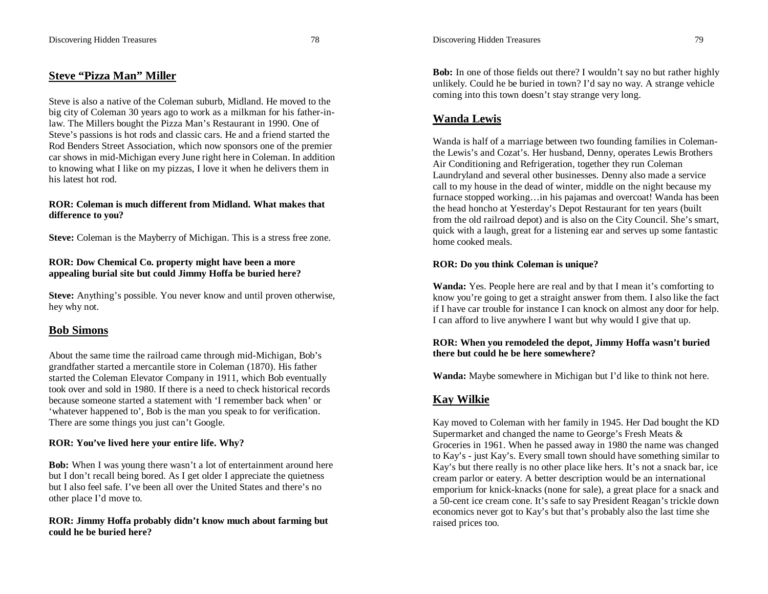## Steve "Pizza Man" Miller

Steve is also a native of the Coleman suburb, Midland. He moved to the big city of Coleman 30 years ago to work as a milkman for his father-in-law. The Millers bought the Pizza Man's Restaurant in 1990. One of Steve's passions is hot rods and classic cars. He and a friend started the Rod Benders Street Association, which now sponsors one of the premier car shows in mid-Michigan every June right here in Coleman. In addition to knowing what I like on my pizzas, I love it when he delivers them in his latest hot rod.

**ROR: Coleman is much different from Midland. What makes that difference to you?**

**Steve:** Coleman is the Mayberry of Michigan. This is a stress free zone.

**ROR: Dow Chemical Co. property might have been a more appealing burial site but could Jimmy Hoffa be buried here?**

**Steve:** Anything's possible. You never know and until proven otherwise, hey why not.

## Bob Simons

About the same time the railroad came through mid-Michigan, Bob's grandfather started a mercantile store in Coleman (1870). His father started the Coleman Elevator Company in 1911, which Bob eventually took over and sold in 1980. If there is a need to check historical records because someone started a statement with 'I remember back when' or 'whatever happened to', Bob is the man you speak to for verification. There are some things you just can't Google.

**ROR: You've lived here your entire life. Why?**

**Bob:** When I was young there wasn't a lot of entertainment around here but I don't recall being bored. As I get older I appreciate the quietness but I also feel safe. I've been all over the United States and there's no other place I'd move to.

**ROR: Jimmy Hoffa probably didn't know much about farming but could he be buried here?**

**Bob:** In one of those fields out there? I wouldn't say no but rather highly unlikely. Could he be buried in town? I'd say no way. A strange vehicle coming into this town doesn't stay strange very long.

## Wanda Lewis

Wanda is half of a marriage between two founding families in Coleman- the Lewis's and Cozat's. Her husband, Denny, operates Lewis Brothers Air Conditioning and Refrigeration, together they run Coleman Laundryland and several other businesses. Denny also made a service call to my house in the dead of winter, middle on the night because my furnace stopped working…in his pajamas and overcoat! Wanda has been the head honcho at Yesterday's Depot Restaurant for ten years (built from the old railroad depot) and is also on the City Council. She's smart, quick with a laugh, great for a listening ear and serves up some fantastic home cooked meals.

**ROR: Do you think Coleman is unique?**

**Wanda:** Yes. People here are real and by that I mean it's comforting to know you're going to get a straight answer from them. I also like the fact if I have car trouble for instance I can knock on almost any door for help. I can afford to live anywhere I want but why would I give that up.

**ROR: When you remodeled the depot, Jimmy Hoffa wasn't buried there but could he be here somewhere?**

**Wanda:** Maybe somewhere in Michigan but I'd like to think not here.

## Kay Wilkie

Kay moved to Coleman with her family in 1945. Her Dad bought the KD Supermarket and changed the name to George's Fresh Meats & Groceries in 1961. When he passed away in 1980 the name was changed to Kay's - just Kay's. Every small town should have something similar to Kay's but there really is no other place like hers. It's not a snack bar, ice cream parlor or eatery. A better description would be an international emporium for knick-knacks (none for sale), a great place for a snack and a 50-cent ice cream cone. It's safe to say President Reagan's trickle down economics never got to Kay's but that's probably also the last time she raised prices too.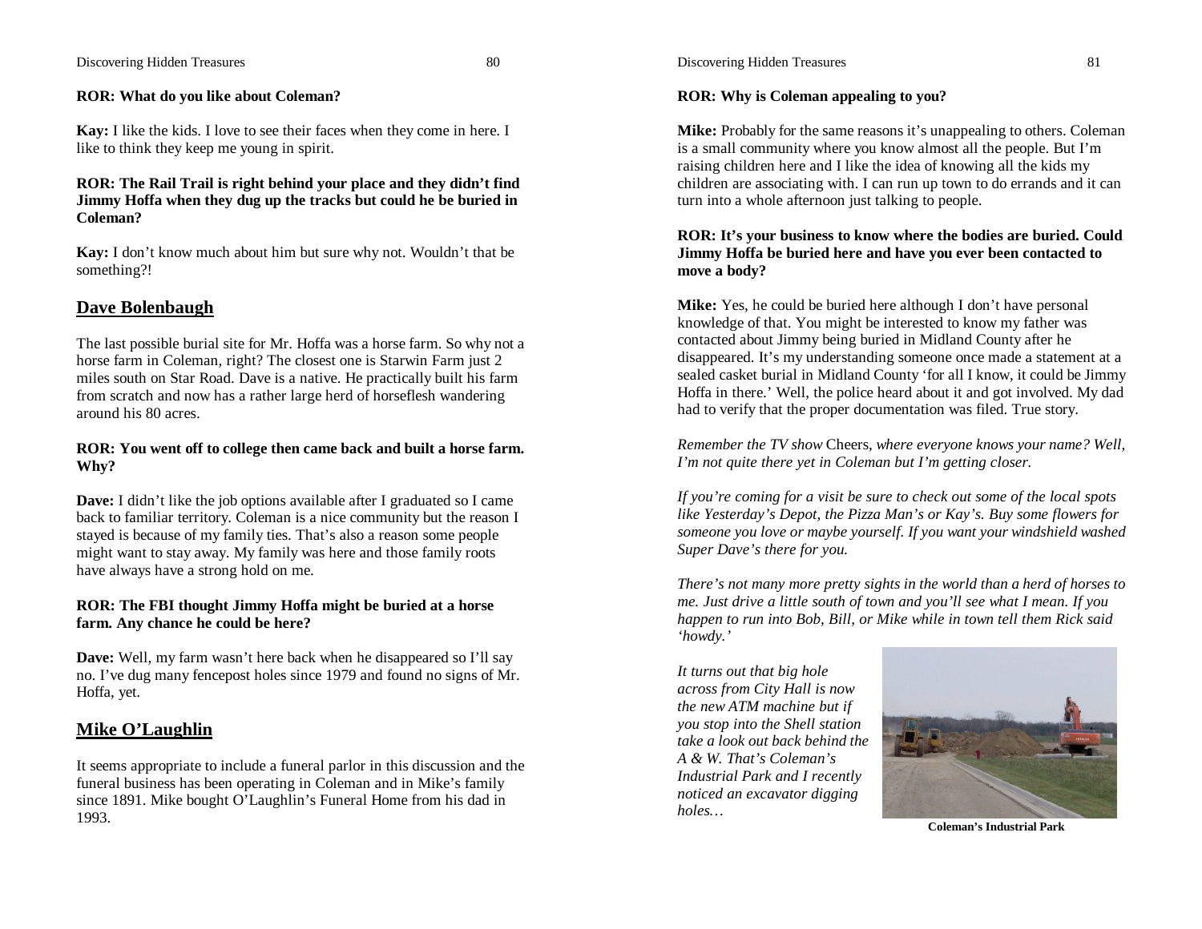**ROR: What do you like about Coleman?**

**Kay:** I like the kids. I love to see their faces when they come in here. I like to think they keep me young in spirit.

**ROR: The Rail Trail is right behind your place and they didn't find Jimmy Hoffa when they dug up the tracks but could he be buried in Coleman?**

**Kay:** I don't know much about him but sure why not. Wouldn't that be something?!

## Dave Bolenbaugh

The last possible burial site for Mr. Hoffa was a horse farm. So why not a horse farm in Coleman, right? The closest one is Starwin Farm just 2 miles south on Star Road. Dave is a native. He practically built his farm from scratch and now has a rather large herd of horseflesh wandering around his 80 acres.

**ROR: You went off to college then came back and built a horse farm. Why?**

**Dave:** I didn't like the job options available after I graduated so I came back to familiar territory. Coleman is a nice community but the reason I stayed is because of my family ties. That's also a reason some people might want to stay away. My family was here and those family roots have always have a strong hold on me.

**ROR: The FBI thought Jimmy Hoffa might be buried at a horse farm. Any chance he could be here?**

**Dave:** Well, my farm wasn't here back when he disappeared so I'll say no. I've dug many fencepost holes since 1979 and found no signs of Mr. Hoffa, yet.

## Mike O'Laughlin

It seems appropriate to include a funeral parlor in this discussion and the funeral business has been operating in Coleman and in Mike's family since 1891. Mike bought O'Laughlin's Funeral Home from his dad in 1993.

**ROR: Why is Coleman appealing to you?**

**Mike:** Probably for the same reasons it's unappealing to others. Coleman is a small community where you know almost all the people. But I'm raising children here and I like the idea of knowing all the kids my children are associating with. I can run up town to do errands and it can turn into a whole afternoon just talking to people.

**ROR: It's your business to know where the bodies are buried. Could Jimmy Hoffa be buried here and have you ever been contacted to move a body?**

**Mike:** Yes, he could be buried here although I don't have personal knowledge of that. You might be interested to know my father was contacted about Jimmy being buried in Midland County after he disappeared. It's my understanding someone once made a statement at a sealed casket burial in Midland County 'for all I know, it could be Jimmy Hoffa in there.' Well, the police heard about it and got involved. My dad had to verify that the proper documentation was filed. True story.

*Remember the TV show* Cheers, *where everyone knows your name? Well, I'm not quite there yet in Coleman but I'm getting closer.*

*If you're coming for a visit be sure to check out some of the local spots like Yesterday's Depot, the Pizza Man's or Kay's. Buy some flowers for someone you love or maybe yourself. If you want your windshield washed Super Dave's there for you.*

*There's not many more pretty sights in the world than a herd of horses to me. Just drive a little south of town and you'll see what I mean. If you happen to run into Bob, Bill, or Mike while in town tell them Rick said 'howdy.'*

*It turns out that big hole across from City Hall is now the new ATM machine but if you stop into the Shell station take a look out back behind the A & W. That's Coleman's Industrial Park and I recently noticed an excavator digging holes…*

**Coleman's Industrial Park**